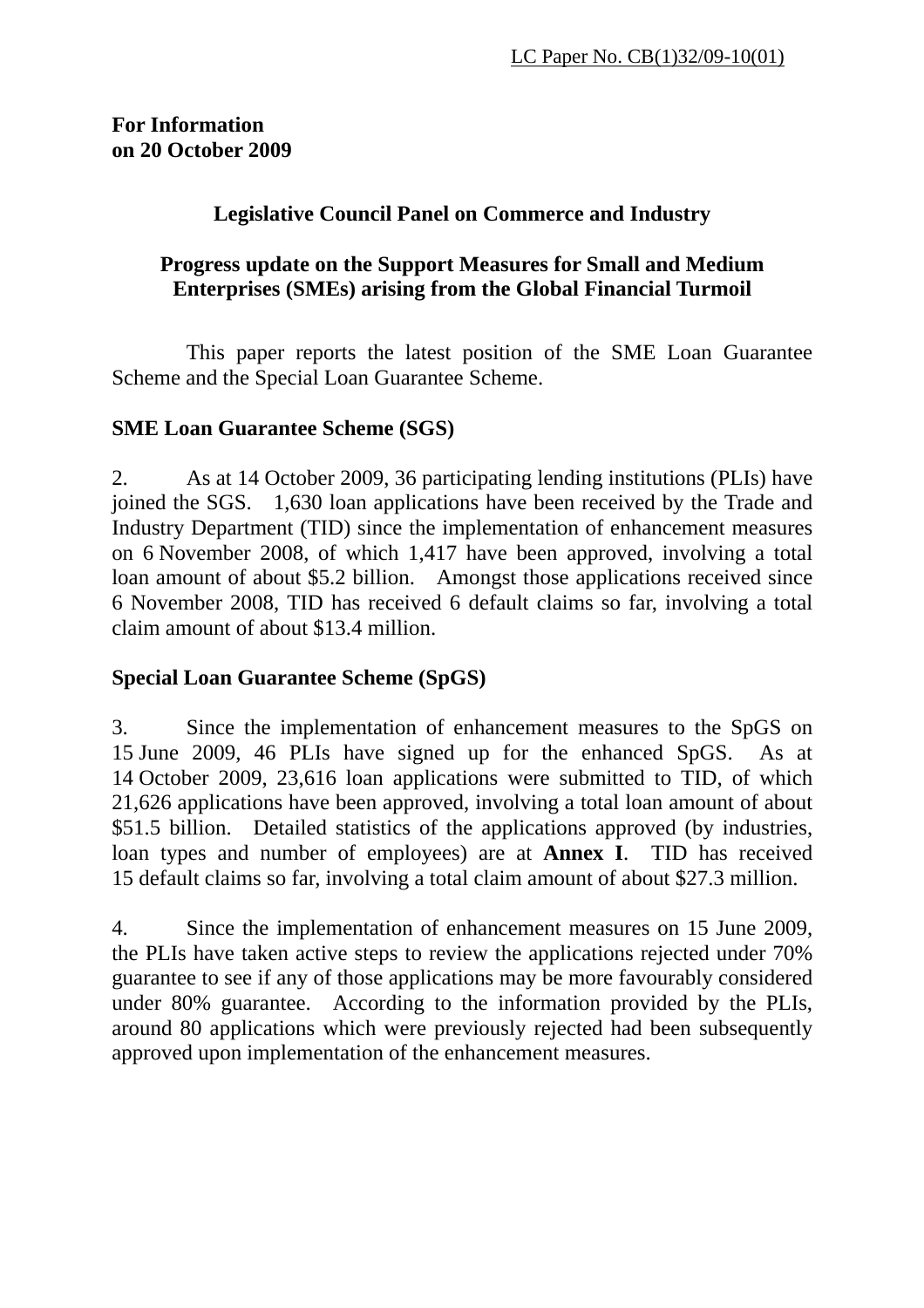LC Paper No. CB(1)32/09-10(01)

**For Information**
**on 20 October 2009**

**Legislative Council Panel on Commerce and Industry**

**Progress update on the Support Measures for Small and Medium Enterprises (SMEs) arising from the Global Financial Turmoil**

This paper reports the latest position of the SME Loan Guarantee Scheme and the Special Loan Guarantee Scheme.

**SME Loan Guarantee Scheme (SGS)**

2. As at 14 October 2009, 36 participating lending institutions (PLIs) have joined the SGS. 1,630 loan applications have been received by the Trade and Industry Department (TID) since the implementation of enhancement measures on 6 November 2008, of which 1,417 have been approved, involving a total loan amount of about $5.2 billion. Amongst those applications received since 6 November 2008, TID has received 6 default claims so far, involving a total claim amount of about $13.4 million.

**Special Loan Guarantee Scheme (SpGS)**

3. Since the implementation of enhancement measures to the SpGS on 15 June 2009, 46 PLIs have signed up for the enhanced SpGS. As at 14 October 2009, 23,616 loan applications were submitted to TID, of which 21,626 applications have been approved, involving a total loan amount of about $51.5 billion. Detailed statistics of the applications approved (by industries, loan types and number of employees) are at **Annex I**. TID has received 15 default claims so far, involving a total claim amount of about $27.3 million.

4. Since the implementation of enhancement measures on 15 June 2009, the PLIs have taken active steps to review the applications rejected under 70% guarantee to see if any of those applications may be more favourably considered under 80% guarantee. According to the information provided by the PLIs, around 80 applications which were previously rejected had been subsequently approved upon implementation of the enhancement measures.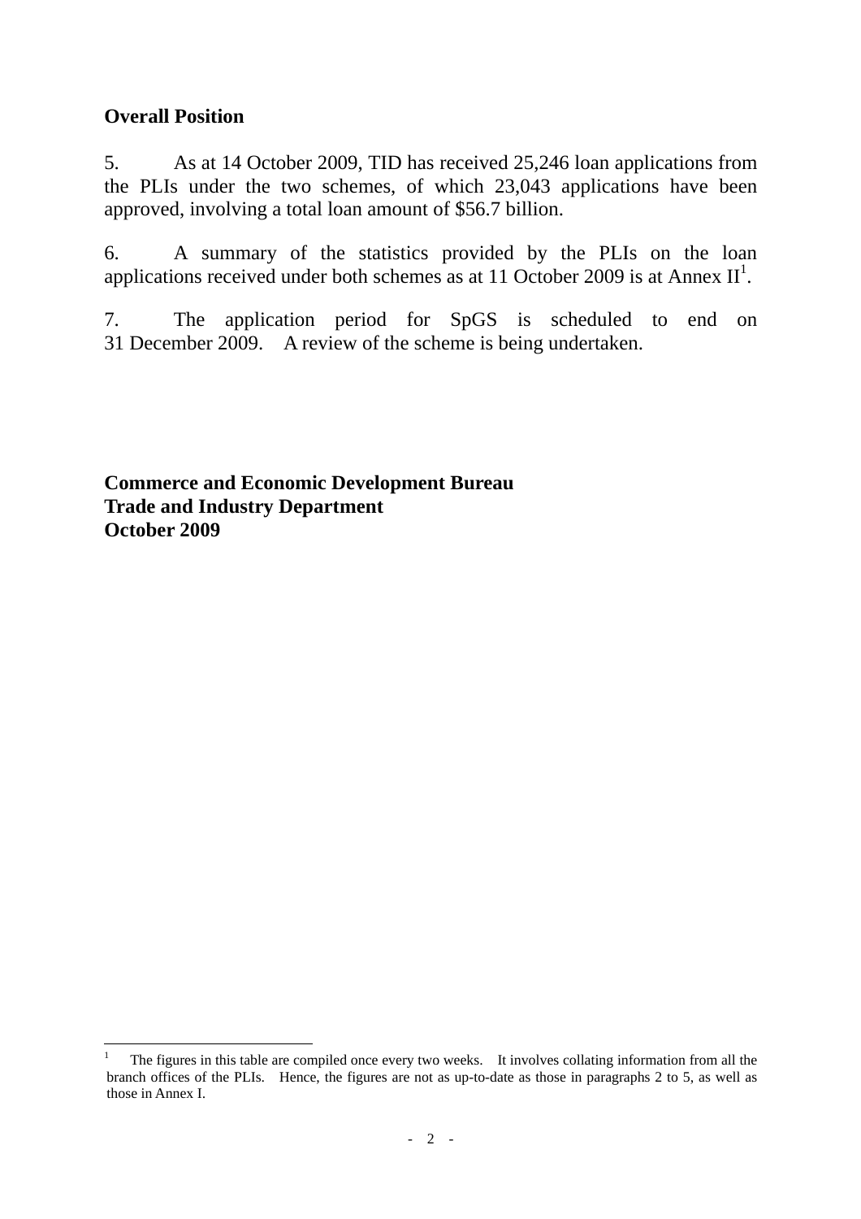**Overall Position**

5. As at 14 October 2009, TID has received 25,246 loan applications from the PLIs under the two schemes, of which 23,043 applications have been approved, involving a total loan amount of $56.7 billion.

6. A summary of the statistics provided by the PLIs on the loan applications received under both schemes as at 11 October 2009 is at Annex II[1].

7. The application period for SpGS is scheduled to end on 31 December 2009. A review of the scheme is being undertaken.

**Commerce and Economic Development Bureau**
**Trade and Industry Department**
**October 2009**

---

[1] The figures in this table are compiled once every two weeks. It involves collating information from all the branch offices of the PLIs. Hence, the figures are not as up-to-date as those in paragraphs 2 to 5, as well as those in Annex I.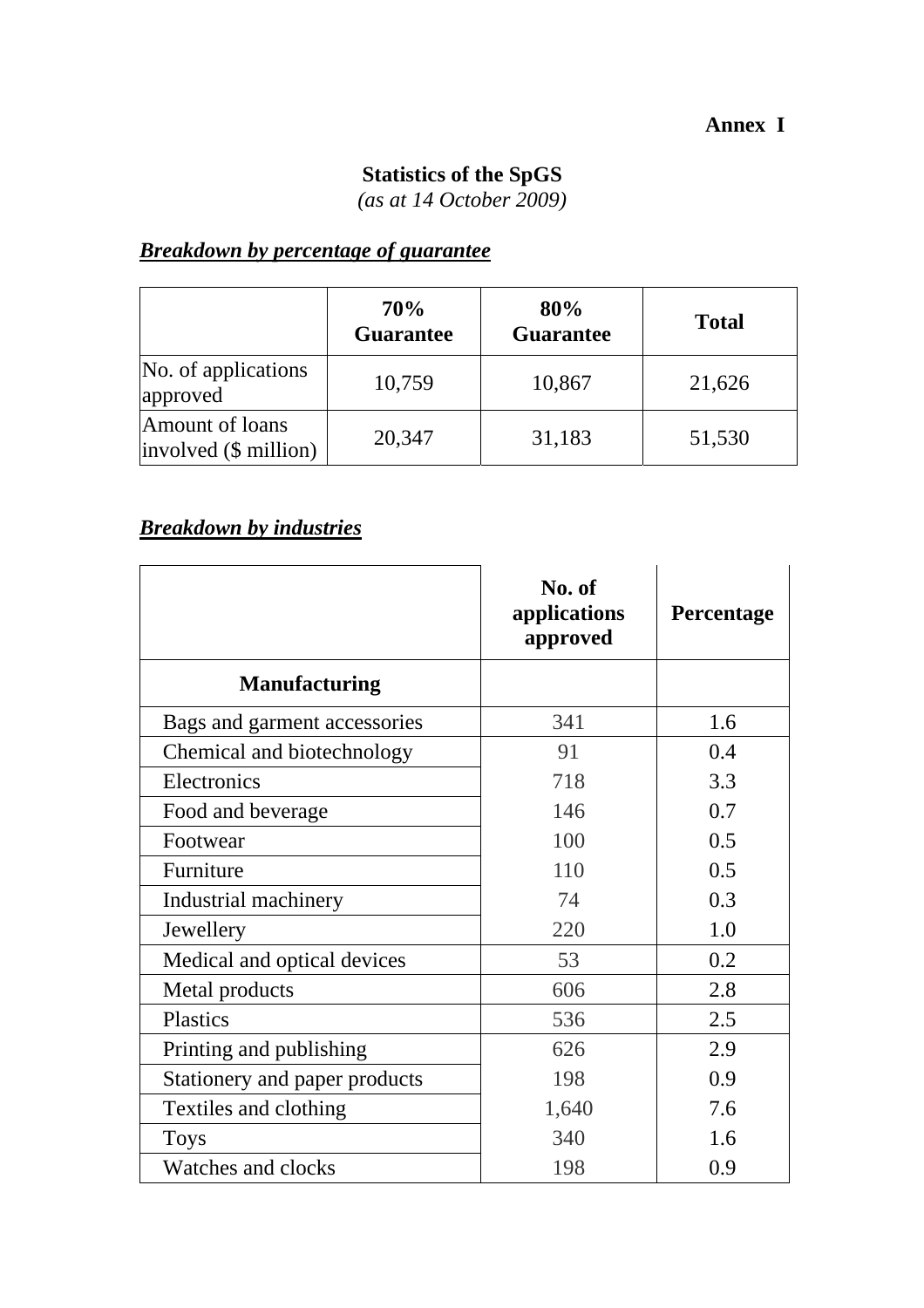**Annex I**

**Statistics of the SpGS**
*(as at 14 October 2009)*

***Breakdown by percentage of guarantee***

| | 70% Guarantee | 80% Guarantee | Total |
|---|---|---|---|
| No. of applications approved | 10,759 | 10,867 | 21,626 |
| Amount of loans involved ($ million) | 20,347 | 31,183 | 51,530 |

***Breakdown by industries***

| | No. of applications approved | Percentage |
|---|---|---|
| **Manufacturing** | | |
| Bags and garment accessories | 341 | 1.6 |
| Chemical and biotechnology | 91 | 0.4 |
| Electronics | 718 | 3.3 |
| Food and beverage | 146 | 0.7 |
| Footwear | 100 | 0.5 |
| Furniture | 110 | 0.5 |
| Industrial machinery | 74 | 0.3 |
| Jewellery | 220 | 1.0 |
| Medical and optical devices | 53 | 0.2 |
| Metal products | 606 | 2.8 |
| Plastics | 536 | 2.5 |
| Printing and publishing | 626 | 2.9 |
| Stationery and paper products | 198 | 0.9 |
| Textiles and clothing | 1,640 | 7.6 |
| Toys | 340 | 1.6 |
| Watches and clocks | 198 | 0.9 |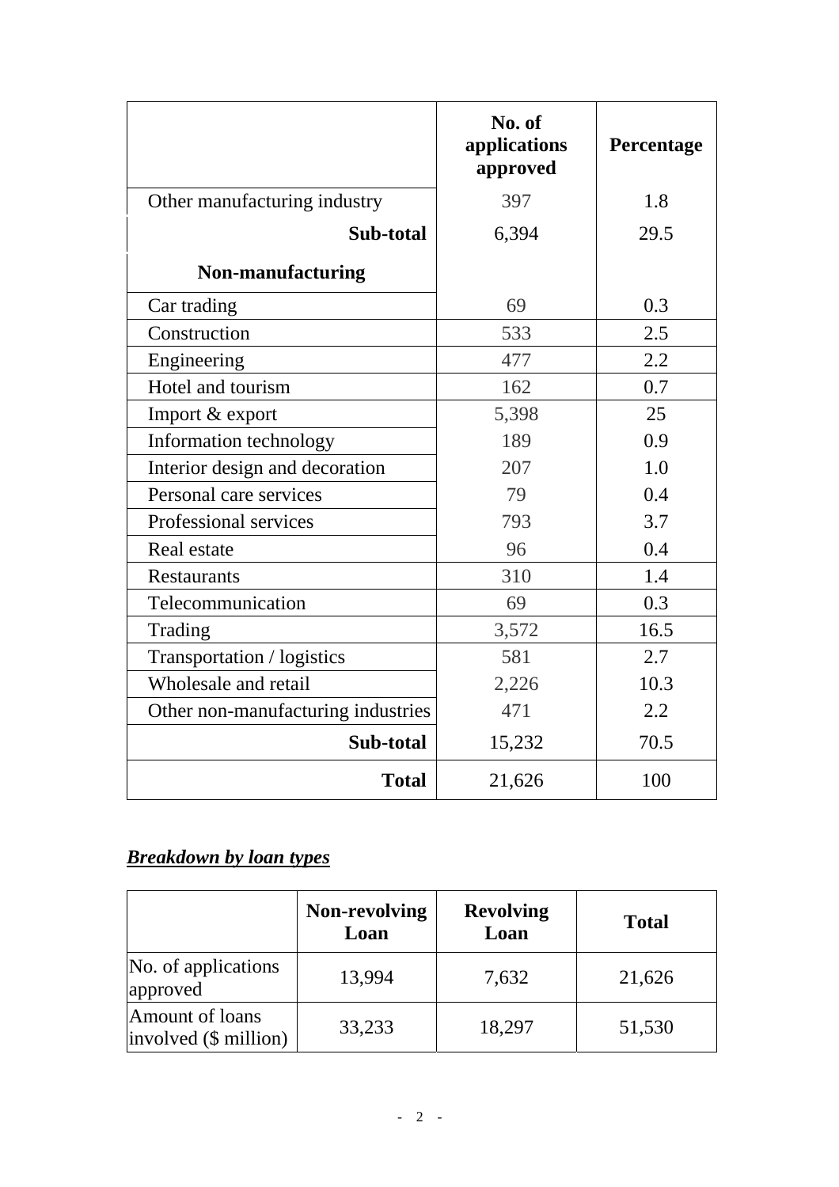| | No. of applications approved | Percentage |
|---|---|---|
| Other manufacturing industry | 397 | 1.8 |
| **Sub-total** | 6,394 | 29.5 |
| **Non-manufacturing** | | |
| Car trading | 69 | 0.3 |
| Construction | 533 | 2.5 |
| Engineering | 477 | 2.2 |
| Hotel and tourism | 162 | 0.7 |
| Import & export | 5,398 | 25 |
| Information technology | 189 | 0.9 |
| Interior design and decoration | 207 | 1.0 |
| Personal care services | 79 | 0.4 |
| Professional services | 793 | 3.7 |
| Real estate | 96 | 0.4 |
| Restaurants | 310 | 1.4 |
| Telecommunication | 69 | 0.3 |
| Trading | 3,572 | 16.5 |
| Transportation / logistics | 581 | 2.7 |
| Wholesale and retail | 2,226 | 10.3 |
| Other non-manufacturing industries | 471 | 2.2 |
| **Sub-total** | 15,232 | 70.5 |
| **Total** | 21,626 | 100 |

***Breakdown by loan types***

| | Non-revolving Loan | Revolving Loan | Total |
|---|---|---|---|
| No. of applications approved | 13,994 | 7,632 | 21,626 |
| Amount of loans involved ($ million) | 33,233 | 18,297 | 51,530 |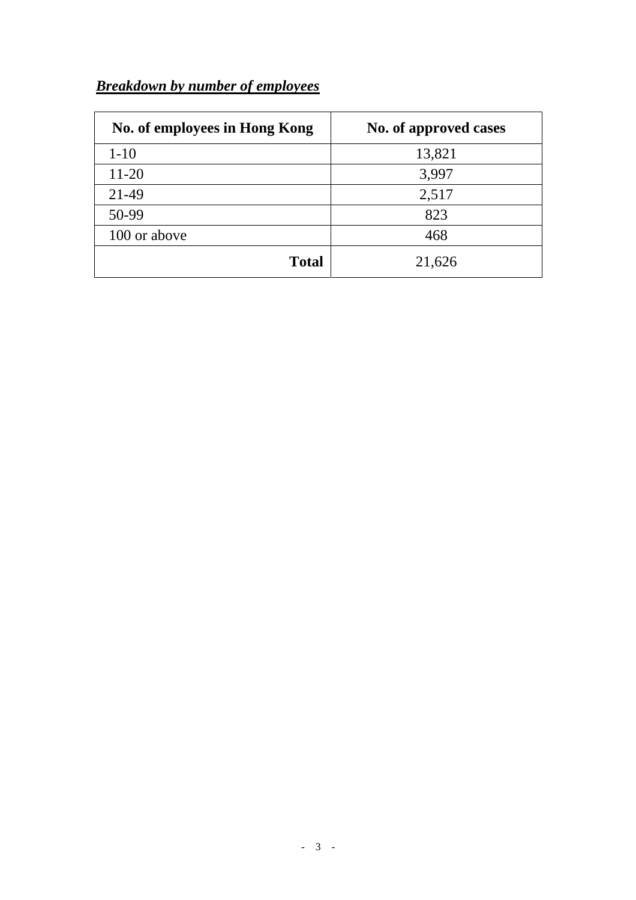***Breakdown by number of employees***

| No. of employees in Hong Kong | No. of approved cases |
|---|---|
| 1-10 | 13,821 |
| 11-20 | 3,997 |
| 21-49 | 2,517 |
| 50-99 | 823 |
| 100 or above | 468 |
| **Total** | 21,626 |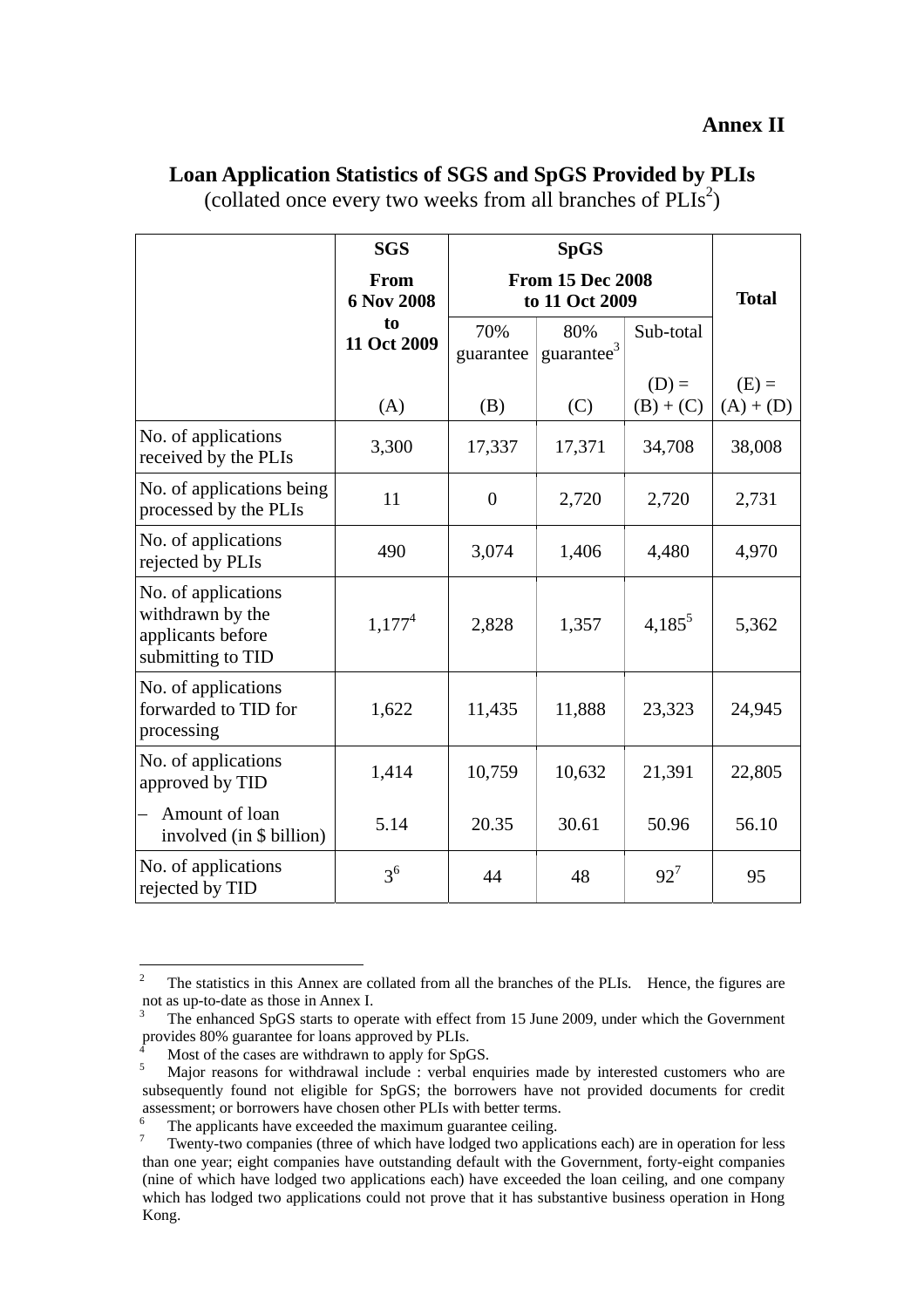**Annex II**

## Loan Application Statistics of SGS and SpGS Provided by PLIs

(collated once every two weeks from all branches of PLIs[2])

| | SGS | SpGS | | | Total |
|---|---|---|---|---|---|
| | From 6 Nov 2008 to 11 Oct 2009 | From 15 Dec 2008 to 11 Oct 2009 | | | |
| | | 70% guarantee | 80% guarantee[3] | Sub-total | |
| | (A) | (B) | (C) | (D) = (B) + (C) | (E) = (A) + (D) |
| No. of applications received by the PLIs | 3,300 | 17,337 | 17,371 | 34,708 | 38,008 |
| No. of applications being processed by the PLIs | 11 | 0 | 2,720 | 2,720 | 2,731 |
| No. of applications rejected by PLIs | 490 | 3,074 | 1,406 | 4,480 | 4,970 |
| No. of applications withdrawn by the applicants before submitting to TID | 1,177[4] | 2,828 | 1,357 | 4,185[5] | 5,362 |
| No. of applications forwarded to TID for processing | 1,622 | 11,435 | 11,888 | 23,323 | 24,945 |
| No. of applications approved by TID | 1,414 | 10,759 | 10,632 | 21,391 | 22,805 |
| – Amount of loan involved (in $ billion) | 5.14 | 20.35 | 30.61 | 50.96 | 56.10 |
| No. of applications rejected by TID | 3[6] | 44 | 48 | 92[7] | 95 |

---

[2] The statistics in this Annex are collated from all the branches of the PLIs. Hence, the figures are not as up-to-date as those in Annex I.

[3] The enhanced SpGS starts to operate with effect from 15 June 2009, under which the Government provides 80% guarantee for loans approved by PLIs.

[4] Most of the cases are withdrawn to apply for SpGS.

[5] Major reasons for withdrawal include : verbal enquiries made by interested customers who are subsequently found not eligible for SpGS; the borrowers have not provided documents for credit assessment; or borrowers have chosen other PLIs with better terms.

[6] The applicants have exceeded the maximum guarantee ceiling.

[7] Twenty-two companies (three of which have lodged two applications each) are in operation for less than one year; eight companies have outstanding default with the Government, forty-eight companies (nine of which have lodged two applications each) have exceeded the loan ceiling, and one company which has lodged two applications could not prove that it has substantive business operation in Hong Kong.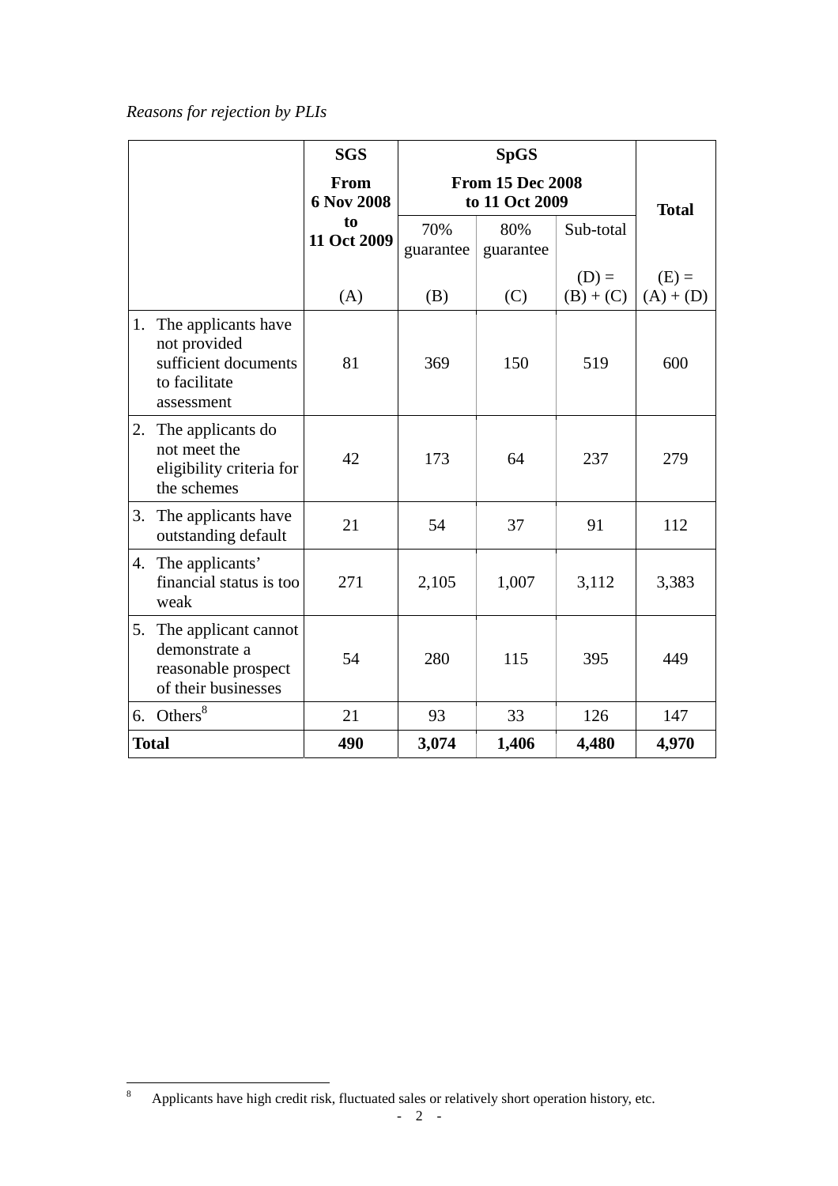*Reasons for rejection by PLIs*

| | **SGS** | **SpGS** | | | **Total** |
|---|---|---|---|---|---|
| | **From 6 Nov 2008 to 11 Oct 2009** | **From 15 Dec 2008 to 11 Oct 2009** | | | |
| | | 70% guarantee | 80% guarantee | Sub-total | |
| | (A) | (B) | (C) | (D) = (B) + (C) | (E) = (A) + (D) |
| 1. The applicants have not provided sufficient documents to facilitate assessment | 81 | 369 | 150 | 519 | 600 |
| 2. The applicants do not meet the eligibility criteria for the schemes | 42 | 173 | 64 | 237 | 279 |
| 3. The applicants have outstanding default | 21 | 54 | 37 | 91 | 112 |
| 4. The applicants' financial status is too weak | 271 | 2,105 | 1,007 | 3,112 | 3,383 |
| 5. The applicant cannot demonstrate a reasonable prospect of their businesses | 54 | 280 | 115 | 395 | 449 |
| 6. Others[8] | 21 | 93 | 33 | 126 | 147 |
| **Total** | **490** | **3,074** | **1,406** | **4,480** | **4,970** |

[8] Applicants have high credit risk, fluctuated sales or relatively short operation history, etc.